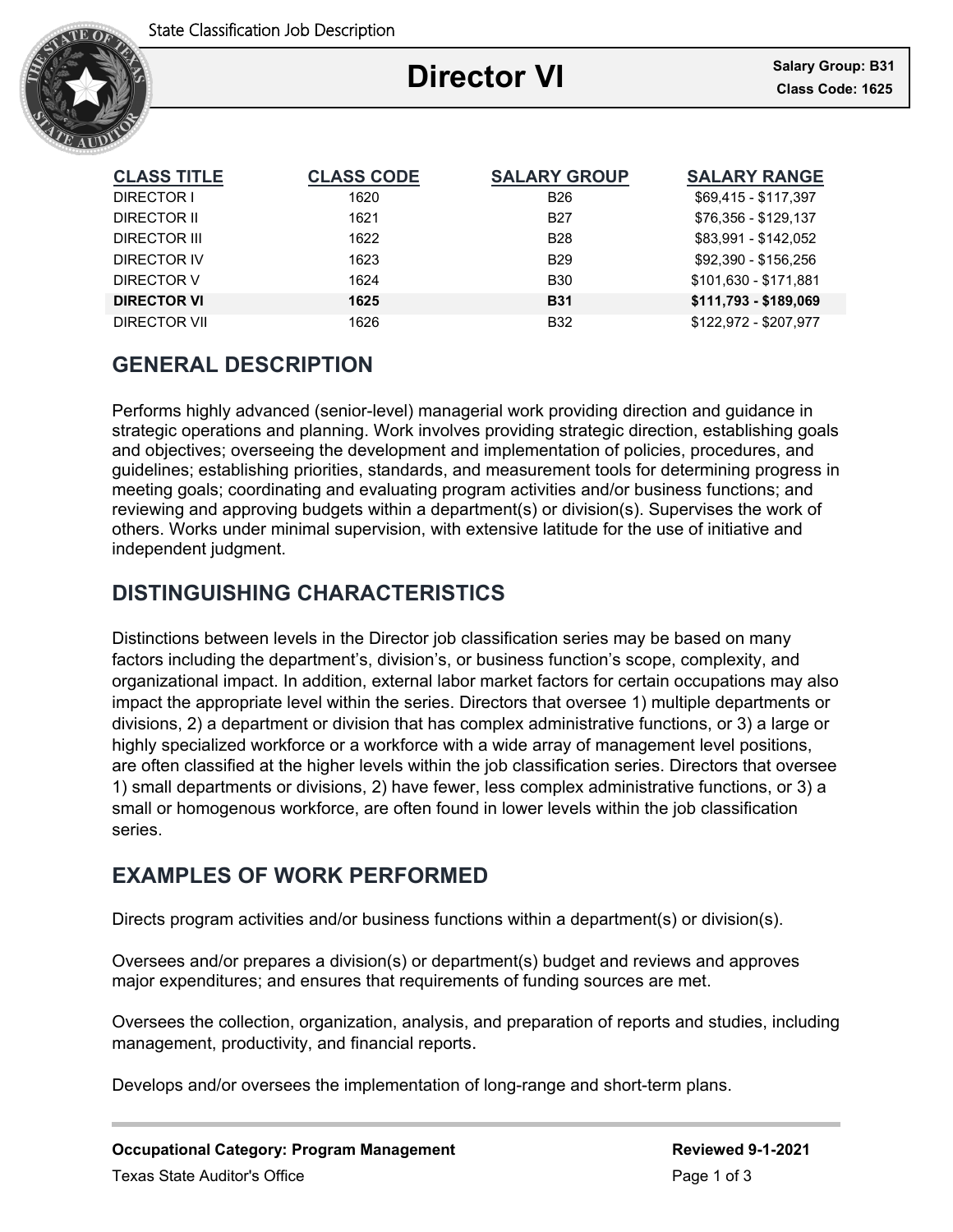State Classification Job Description

# Director VI

**Salary Group: B31**
**Class Code: 1625**

| CLASS TITLE | CLASS CODE | SALARY GROUP | SALARY RANGE |
|---|---|---|---|
| DIRECTOR I | 1620 | B26 | $69,415 - $117,397 |
| DIRECTOR II | 1621 | B27 | $76,356 - $129,137 |
| DIRECTOR III | 1622 | B28 | $83,991 - $142,052 |
| DIRECTOR IV | 1623 | B29 | $92,390 - $156,256 |
| DIRECTOR V | 1624 | B30 | $101,630 - $171,881 |
| **DIRECTOR VI** | **1625** | **B31** | **$111,793 - $189,069** |
| DIRECTOR VII | 1626 | B32 | $122,972 - $207,977 |

## GENERAL DESCRIPTION

Performs highly advanced (senior-level) managerial work providing direction and guidance in strategic operations and planning. Work involves providing strategic direction, establishing goals and objectives; overseeing the development and implementation of policies, procedures, and guidelines; establishing priorities, standards, and measurement tools for determining progress in meeting goals; coordinating and evaluating program activities and/or business functions; and reviewing and approving budgets within a department(s) or division(s). Supervises the work of others. Works under minimal supervision, with extensive latitude for the use of initiative and independent judgment.

## DISTINGUISHING CHARACTERISTICS

Distinctions between levels in the Director job classification series may be based on many factors including the department's, division's, or business function's scope, complexity, and organizational impact. In addition, external labor market factors for certain occupations may also impact the appropriate level within the series. Directors that oversee 1) multiple departments or divisions, 2) a department or division that has complex administrative functions, or 3) a large or highly specialized workforce or a workforce with a wide array of management level positions, are often classified at the higher levels within the job classification series. Directors that oversee 1) small departments or divisions, 2) have fewer, less complex administrative functions, or 3) a small or homogenous workforce, are often found in lower levels within the job classification series.

## EXAMPLES OF WORK PERFORMED

Directs program activities and/or business functions within a department(s) or division(s).

Oversees and/or prepares a division(s) or department(s) budget and reviews and approves major expenditures; and ensures that requirements of funding sources are met.

Oversees the collection, organization, analysis, and preparation of reports and studies, including management, productivity, and financial reports.

Develops and/or oversees the implementation of long-range and short-term plans.

**Occupational Category: Program Management** **Reviewed 9-1-2021**

Texas State Auditor's Office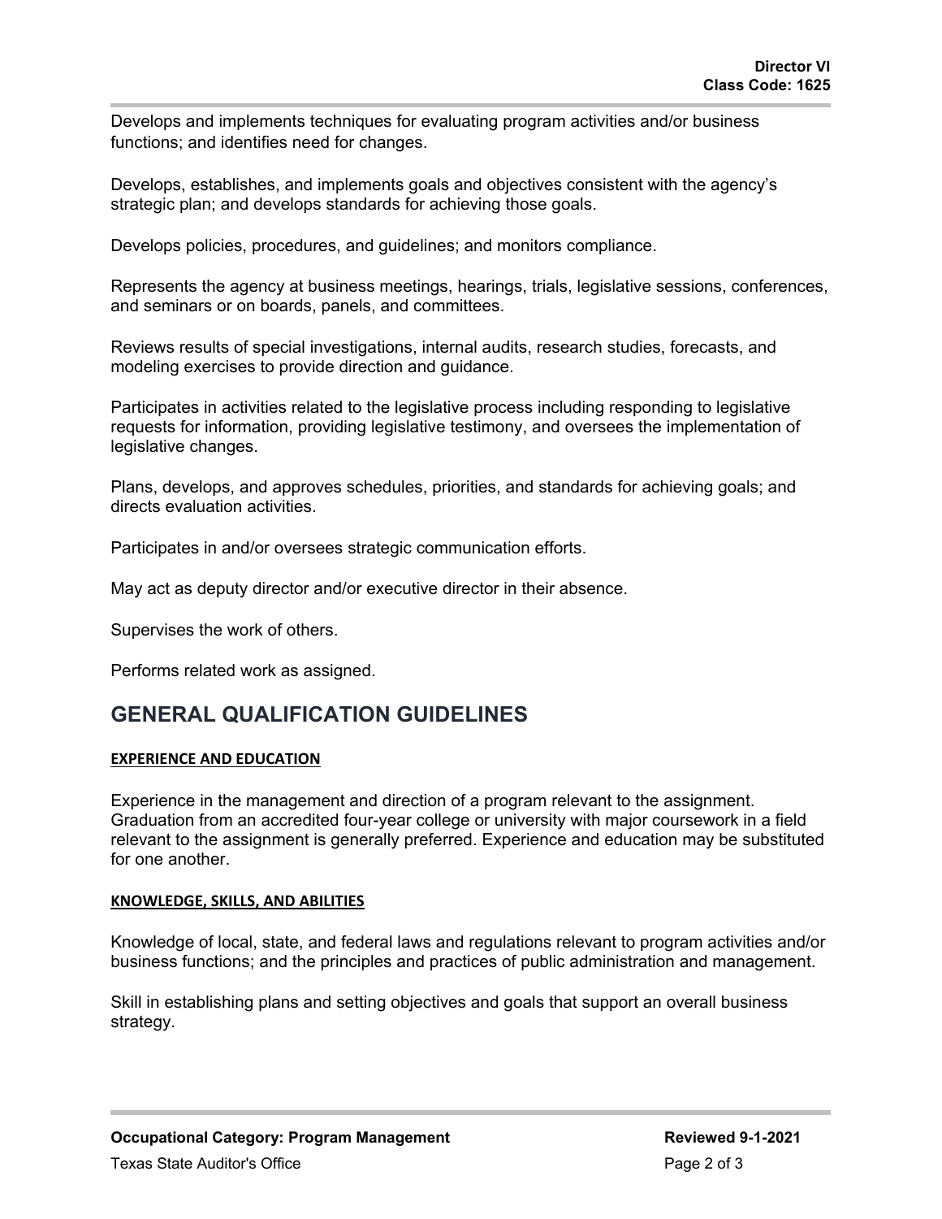Develops and implements techniques for evaluating program activities and/or business functions; and identifies need for changes.

Develops, establishes, and implements goals and objectives consistent with the agency's strategic plan; and develops standards for achieving those goals.

Develops policies, procedures, and guidelines; and monitors compliance.

Represents the agency at business meetings, hearings, trials, legislative sessions, conferences, and seminars or on boards, panels, and committees.

Reviews results of special investigations, internal audits, research studies, forecasts, and modeling exercises to provide direction and guidance.

Participates in activities related to the legislative process including responding to legislative requests for information, providing legislative testimony, and oversees the implementation of legislative changes.

Plans, develops, and approves schedules, priorities, and standards for achieving goals; and directs evaluation activities.

Participates in and/or oversees strategic communication efforts.

May act as deputy director and/or executive director in their absence.

Supervises the work of others.

Performs related work as assigned.

## GENERAL QUALIFICATION GUIDELINES

### EXPERIENCE AND EDUCATION

Experience in the management and direction of a program relevant to the assignment. Graduation from an accredited four-year college or university with major coursework in a field relevant to the assignment is generally preferred. Experience and education may be substituted for one another.

### KNOWLEDGE, SKILLS, AND ABILITIES

Knowledge of local, state, and federal laws and regulations relevant to program activities and/or business functions; and the principles and practices of public administration and management.

Skill in establishing plans and setting objectives and goals that support an overall business strategy.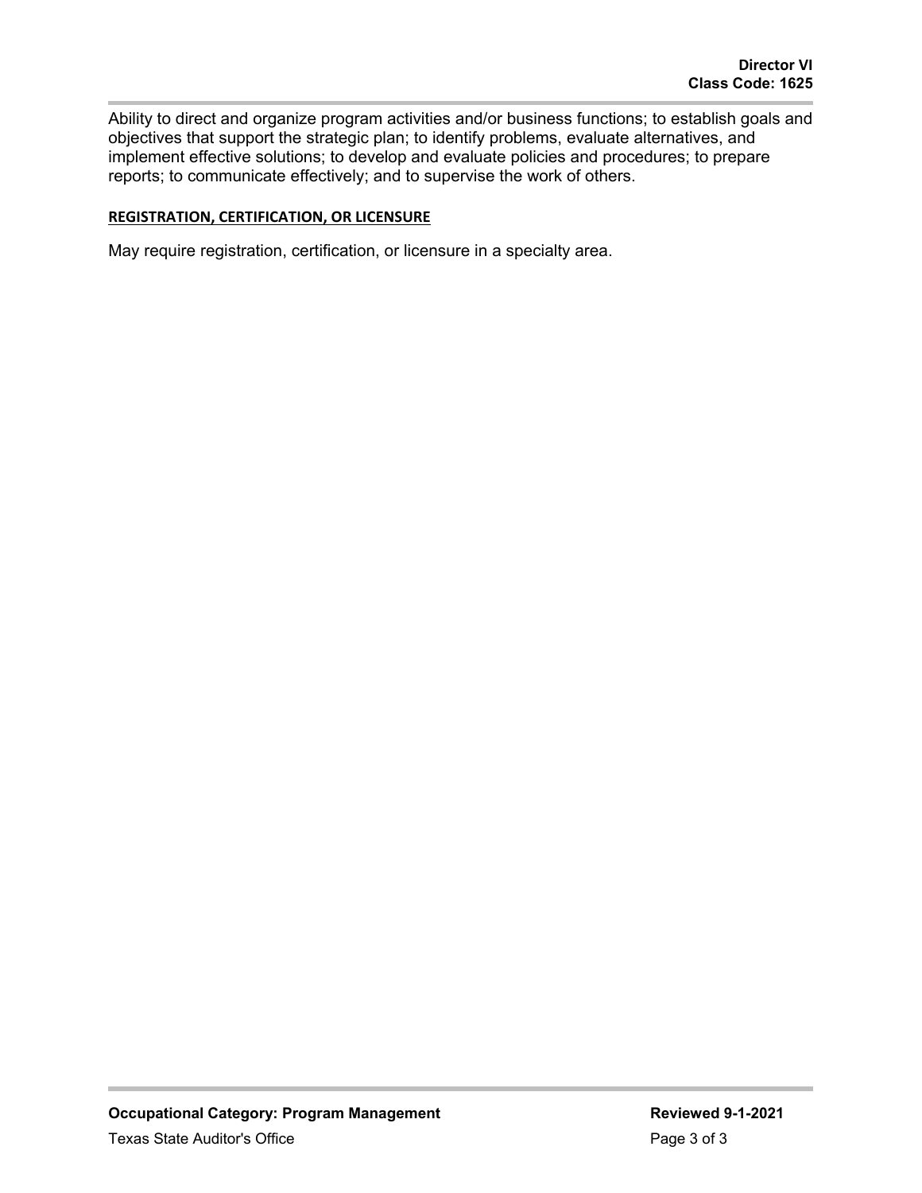Ability to direct and organize program activities and/or business functions; to establish goals and objectives that support the strategic plan; to identify problems, evaluate alternatives, and implement effective solutions; to develop and evaluate policies and procedures; to prepare reports; to communicate effectively; and to supervise the work of others.

## REGISTRATION, CERTIFICATION, OR LICENSURE

May require registration, certification, or licensure in a specialty area.